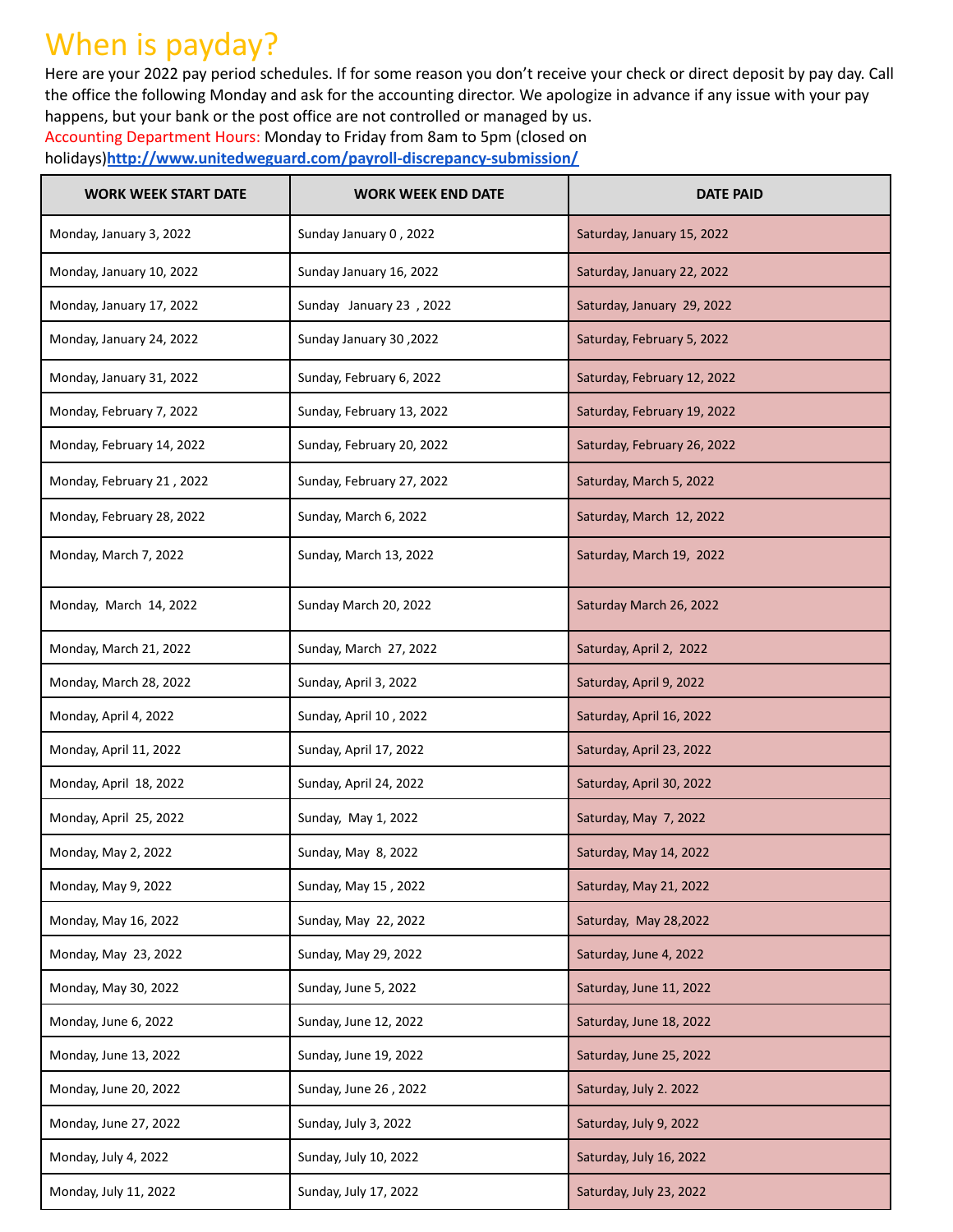# When is payday?

Here are your 2022 pay period schedules. If for some reason you don't receive your check or direct deposit by pay day. Call the office the following Monday and ask for the accounting director. We apologize in advance if any issue with your pay happens, but your bank or the post office are not controlled or managed by us.

Accounting Department Hours: Monday to Friday from 8am to 5pm (closed on holidays)**http://www.unitedweguard.com/payroll-discrepancy-submission/**

| WORK WEEK START DATE | WORK WEEK END DATE | DATE PAID |
|---|---|---|
| Monday, January 3, 2022 | Sunday January 0 , 2022 | Saturday, January 15, 2022 |
| Monday, January 10, 2022 | Sunday January 16, 2022 | Saturday, January 22, 2022 |
| Monday, January 17, 2022 | Sunday January 23 , 2022 | Saturday, January 29, 2022 |
| Monday, January 24, 2022 | Sunday January 30 ,2022 | Saturday, February 5, 2022 |
| Monday, January 31, 2022 | Sunday, February 6, 2022 | Saturday, February 12, 2022 |
| Monday, February 7, 2022 | Sunday, February 13, 2022 | Saturday, February 19, 2022 |
| Monday, February 14, 2022 | Sunday, February 20, 2022 | Saturday, February 26, 2022 |
| Monday, February 21 , 2022 | Sunday, February 27, 2022 | Saturday, March 5, 2022 |
| Monday, February 28, 2022 | Sunday, March 6, 2022 | Saturday, March 12, 2022 |
| Monday, March 7, 2022 | Sunday, March 13, 2022 | Saturday, March 19, 2022 |
| Monday, March 14, 2022 | Sunday March 20, 2022 | Saturday March 26, 2022 |
| Monday, March 21, 2022 | Sunday, March 27, 2022 | Saturday, April 2, 2022 |
| Monday, March 28, 2022 | Sunday, April 3, 2022 | Saturday, April 9, 2022 |
| Monday, April 4, 2022 | Sunday, April 10 , 2022 | Saturday, April 16, 2022 |
| Monday, April 11, 2022 | Sunday, April 17, 2022 | Saturday, April 23, 2022 |
| Monday, April 18, 2022 | Sunday, April 24, 2022 | Saturday, April 30, 2022 |
| Monday, April 25, 2022 | Sunday, May 1, 2022 | Saturday, May 7, 2022 |
| Monday, May 2, 2022 | Sunday, May 8, 2022 | Saturday, May 14, 2022 |
| Monday, May 9, 2022 | Sunday, May 15 , 2022 | Saturday, May 21, 2022 |
| Monday, May 16, 2022 | Sunday, May 22, 2022 | Saturday, May 28,2022 |
| Monday, May 23, 2022 | Sunday, May 29, 2022 | Saturday, June 4, 2022 |
| Monday, May 30, 2022 | Sunday, June 5, 2022 | Saturday, June 11, 2022 |
| Monday, June 6, 2022 | Sunday, June 12, 2022 | Saturday, June 18, 2022 |
| Monday, June 13, 2022 | Sunday, June 19, 2022 | Saturday, June 25, 2022 |
| Monday, June 20, 2022 | Sunday, June 26 , 2022 | Saturday, July 2. 2022 |
| Monday, June 27, 2022 | Sunday, July 3, 2022 | Saturday, July 9, 2022 |
| Monday, July 4, 2022 | Sunday, July 10, 2022 | Saturday, July 16, 2022 |
| Monday, July 11, 2022 | Sunday, July 17, 2022 | Saturday, July 23, 2022 |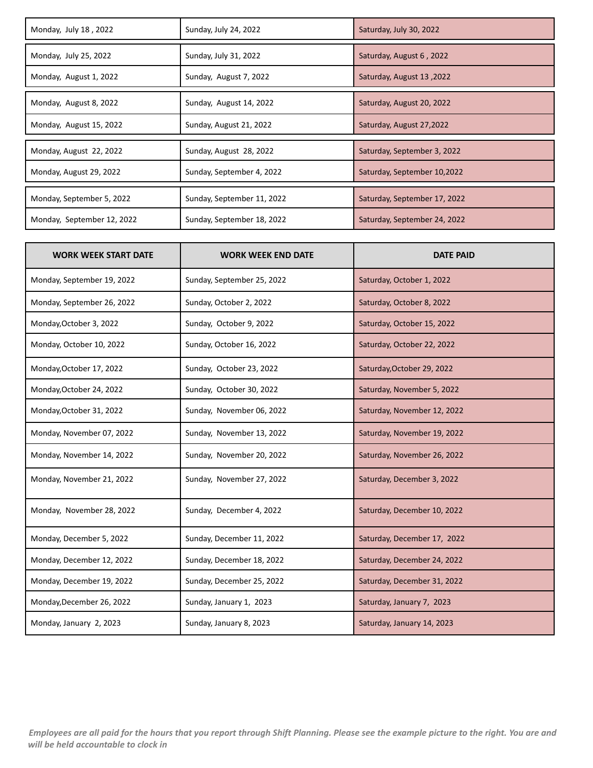| | | |
|---|---|---|
| Monday,  July 18 , 2022 | Sunday, July 24, 2022 | Saturday, July 30, 2022 |
| Monday,  July 25, 2022 | Sunday, July 31, 2022 | Saturday, August 6 , 2022 |
| Monday,  August 1, 2022 | Sunday,  August 7, 2022 | Saturday, August 13 ,2022 |
| Monday,  August 8, 2022 | Sunday,  August 14, 2022 | Saturday, August 20, 2022 |
| Monday,  August 15, 2022 | Sunday, August 21, 2022 | Saturday, August 27,2022 |
| Monday, August  22, 2022 | Sunday, August  28, 2022 | Saturday, September 3, 2022 |
| Monday, August 29, 2022 | Sunday, September 4, 2022 | Saturday, September 10,2022 |
| Monday, September 5, 2022 | Sunday, September 11, 2022 | Saturday, September 17, 2022 |
| Monday,  September 12, 2022 | Sunday, September 18, 2022 | Saturday, September 24, 2022 |

| WORK WEEK START DATE | WORK WEEK END DATE | DATE PAID |
|---|---|---|
| Monday, September 19, 2022 | Sunday, September 25, 2022 | Saturday, October 1, 2022 |
| Monday, September 26, 2022 | Sunday, October 2, 2022 | Saturday, October 8, 2022 |
| Monday,October 3, 2022 | Sunday,  October 9, 2022 | Saturday, October 15, 2022 |
| Monday, October 10, 2022 | Sunday, October 16, 2022 | Saturday, October 22, 2022 |
| Monday,October 17, 2022 | Sunday,  October 23, 2022 | Saturday,October 29, 2022 |
| Monday,October 24, 2022 | Sunday,  October 30, 2022 | Saturday, November 5, 2022 |
| Monday,October 31, 2022 | Sunday,  November 06, 2022 | Saturday, November 12, 2022 |
| Monday, November 07, 2022 | Sunday,  November 13, 2022 | Saturday, November 19, 2022 |
| Monday, November 14, 2022 | Sunday,  November 20, 2022 | Saturday, November 26, 2022 |
| Monday, November 21, 2022 | Sunday,  November 27, 2022 | Saturday, December 3, 2022 |
| Monday,  November 28, 2022 | Sunday,  December 4, 2022 | Saturday, December 10, 2022 |
| Monday, December 5, 2022 | Sunday, December 11, 2022 | Saturday, December 17,  2022 |
| Monday, December 12, 2022 | Sunday, December 18, 2022 | Saturday, December 24, 2022 |
| Monday, December 19, 2022 | Sunday, December 25, 2022 | Saturday, December 31, 2022 |
| Monday,December 26, 2022 | Sunday, January 1,  2023 | Saturday, January 7,  2023 |
| Monday, January  2, 2023 | Sunday, January 8, 2023 | Saturday, January 14, 2023 |

***Employees are all paid for the hours that you report through Shift Planning. Please see the example picture to the right. You are and will be held accountable to clock in***